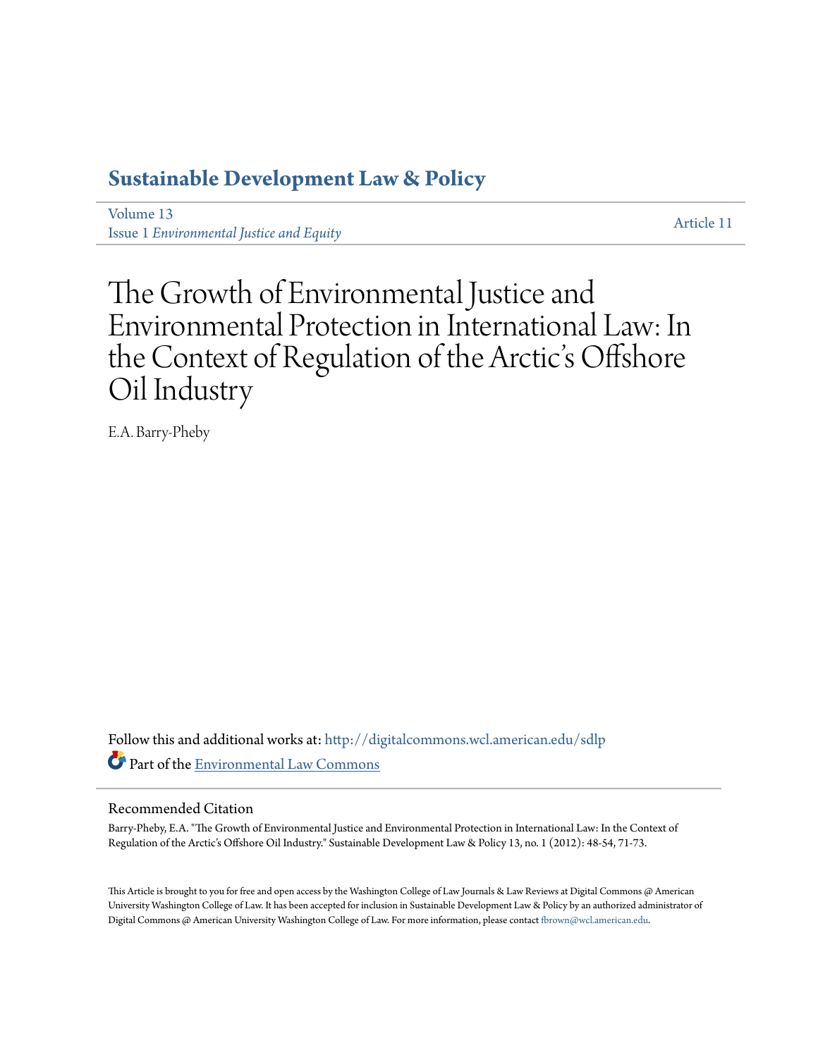# Sustainable Development Law & Policy

Volume 13
Issue 1 *Environmental Justice and Equity*

Article 11

# The Growth of Environmental Justice and Environmental Protection in International Law: In the Context of Regulation of the Arctic's Offshore Oil Industry

E.A. Barry-Pheby

Follow this and additional works at: http://digitalcommons.wcl.american.edu/sdlp

Part of the Environmental Law Commons

## Recommended Citation

Barry-Pheby, E.A. "The Growth of Environmental Justice and Environmental Protection in International Law: In the Context of Regulation of the Arctic's Offshore Oil Industry." Sustainable Development Law & Policy 13, no. 1 (2012): 48-54, 71-73.

This Article is brought to you for free and open access by the Washington College of Law Journals & Law Reviews at Digital Commons @ American University Washington College of Law. It has been accepted for inclusion in Sustainable Development Law & Policy by an authorized administrator of Digital Commons @ American University Washington College of Law. For more information, please contact fbrown@wcl.american.edu.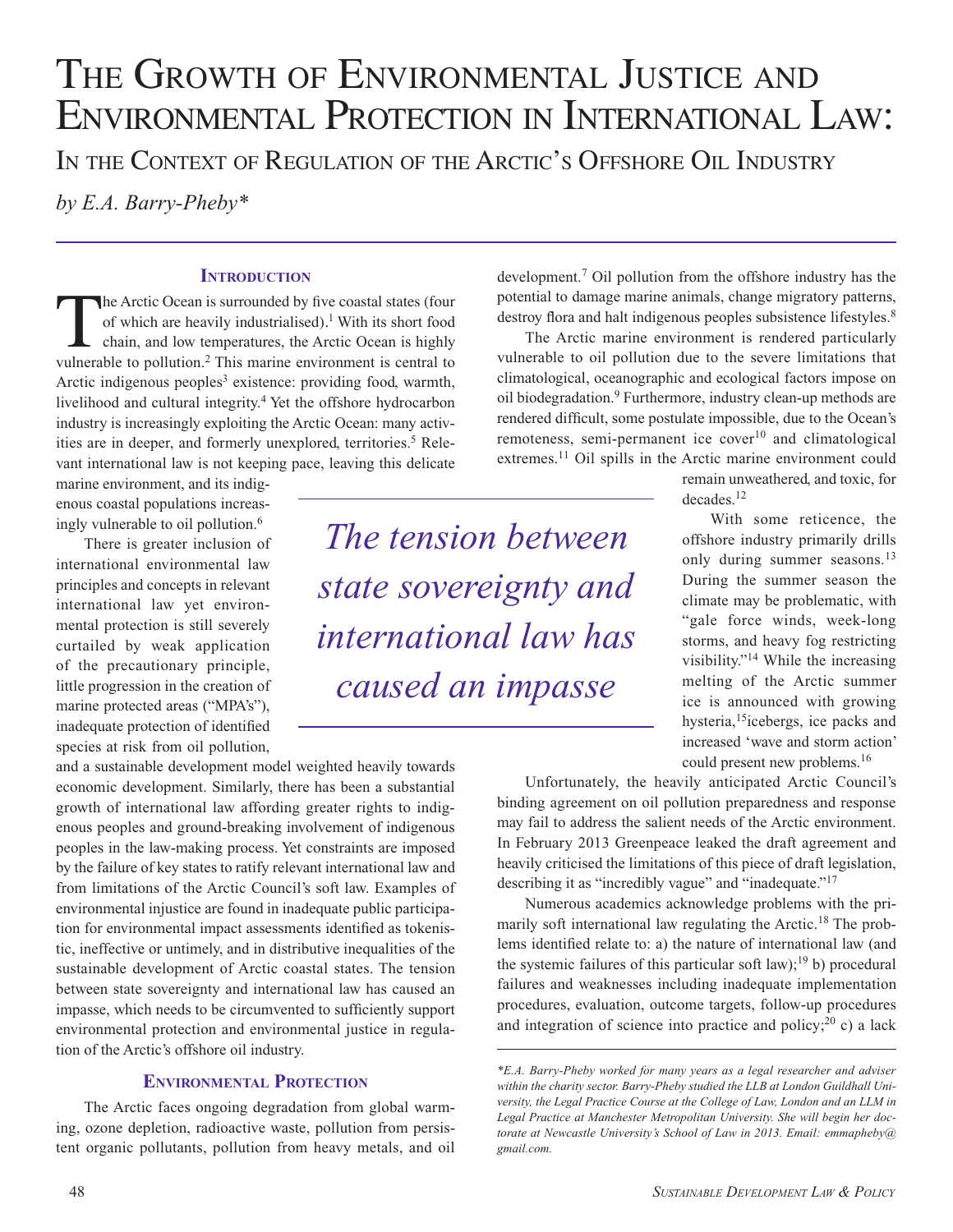# The Growth of Environmental Justice and Environmental Protection in International Law:

## In the Context of Regulation of the Arctic's Offshore Oil Industry

*by E.A. Barry-Pheby**

### Introduction

The Arctic Ocean is surrounded by five coastal states (four of which are heavily industrialised).[1] With its short food chain, and low temperatures, the Arctic Ocean is highly vulnerable to pollution.[2] This marine environment is central to Arctic indigenous peoples[3] existence: providing food, warmth, livelihood and cultural integrity.[4] Yet the offshore hydrocarbon industry is increasingly exploiting the Arctic Ocean: many activities are in deeper, and formerly unexplored, territories.[5] Relevant international law is not keeping pace, leaving this delicate marine environment, and its indigenous coastal populations increasingly vulnerable to oil pollution.[6]

There is greater inclusion of international environmental law principles and concepts in relevant international law yet environmental protection is still severely curtailed by weak application of the precautionary principle, little progression in the creation of marine protected areas ("MPA's"), inadequate protection of identified species at risk from oil pollution, and a sustainable development model weighted heavily towards economic development. Similarly, there has been a substantial growth of international law affording greater rights to indigenous peoples and ground-breaking involvement of indigenous peoples in the law-making process. Yet constraints are imposed by the failure of key states to ratify relevant international law and from limitations of the Arctic Council's soft law. Examples of environmental injustice are found in inadequate public participation for environmental impact assessments identified as tokenistic, ineffective or untimely, and in distributive inequalities of the sustainable development of Arctic coastal states. The tension between state sovereignty and international law has caused an impasse, which needs to be circumvented to sufficiently support environmental protection and environmental justice in regulation of the Arctic's offshore oil industry.

*The tension between state sovereignty and international law has caused an impasse*

### Environmental Protection

The Arctic faces ongoing degradation from global warming, ozone depletion, radioactive waste, pollution from persistent organic pollutants, pollution from heavy metals, and oil development.[7] Oil pollution from the offshore industry has the potential to damage marine animals, change migratory patterns, destroy flora and halt indigenous peoples subsistence lifestyles.[8]

The Arctic marine environment is rendered particularly vulnerable to oil pollution due to the severe limitations that climatological, oceanographic and ecological factors impose on oil biodegradation.[9] Furthermore, industry clean-up methods are rendered difficult, some postulate impossible, due to the Ocean's remoteness, semi-permanent ice cover[10] and climatological extremes.[11] Oil spills in the Arctic marine environment could remain unweathered, and toxic, for decades.[12]

With some reticence, the offshore industry primarily drills only during summer seasons.[13] During the summer season the climate may be problematic, with "gale force winds, week-long storms, and heavy fog restricting visibility."[14] While the increasing melting of the Arctic summer ice is announced with growing hysteria,[15] icebergs, ice packs and increased 'wave and storm action' could present new problems.[16]

Unfortunately, the heavily anticipated Arctic Council's binding agreement on oil pollution preparedness and response may fail to address the salient needs of the Arctic environment. In February 2013 Greenpeace leaked the draft agreement and heavily criticised the limitations of this piece of draft legislation, describing it as "incredibly vague" and "inadequate."[17]

Numerous academics acknowledge problems with the primarily soft international law regulating the Arctic.[18] The problems identified relate to: a) the nature of international law (and the systemic failures of this particular soft law);[19] b) procedural failures and weaknesses including inadequate implementation procedures, evaluation, outcome targets, follow-up procedures and integration of science into practice and policy;[20] c) a lack

---

**E.A. Barry-Pheby worked for many years as a legal researcher and adviser within the charity sector. Barry-Pheby studied the LLB at London Guildhall University, the Legal Practice Course at the College of Law, London and an LLM in Legal Practice at Manchester Metropolitan University. She will begin her doctorate at Newcastle University's School of Law in 2013. Email: emmapheby@gmail.com.*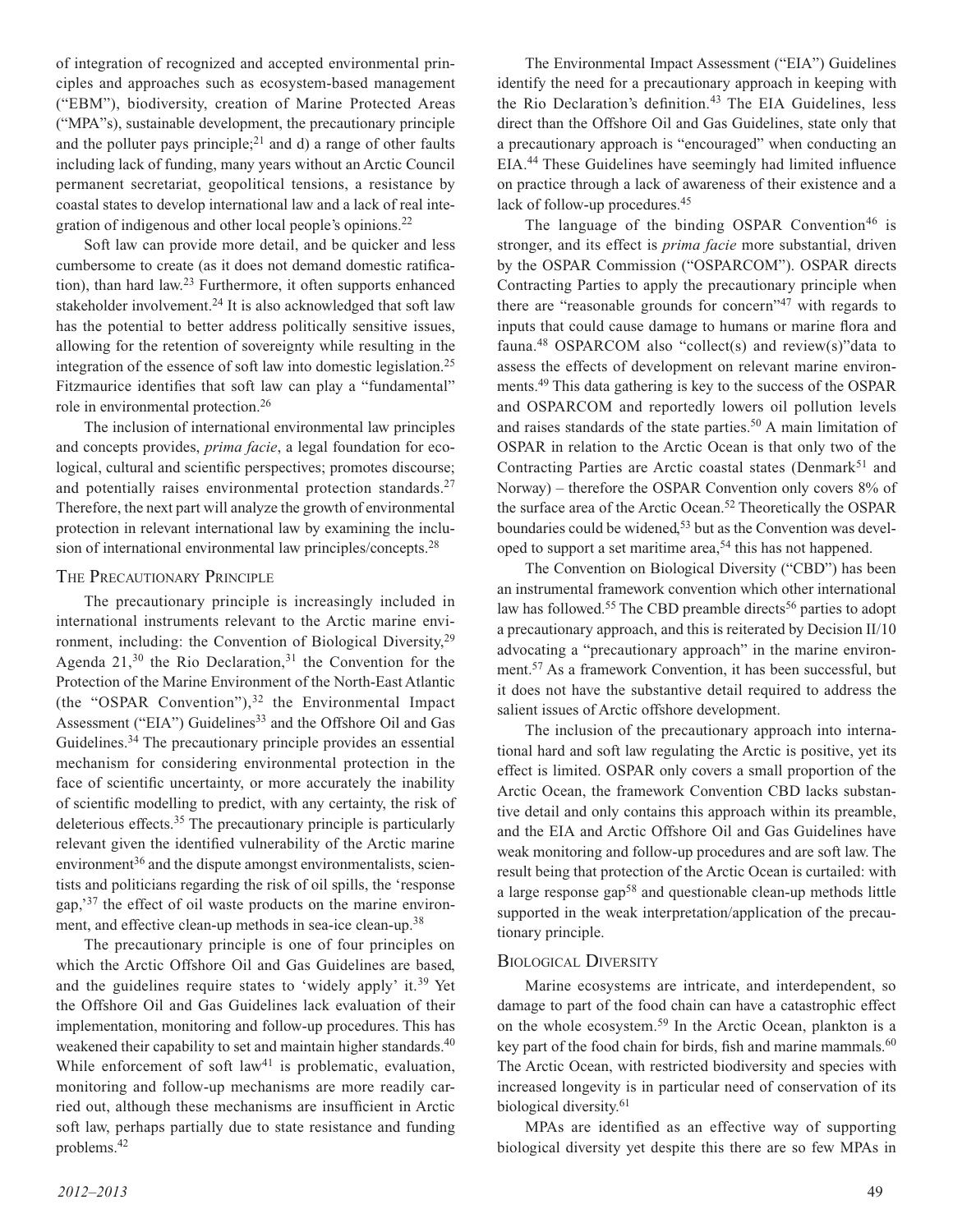of integration of recognized and accepted environmental principles and approaches such as ecosystem-based management ("EBM"), biodiversity, creation of Marine Protected Areas ("MPA"s), sustainable development, the precautionary principle and the polluter pays principle;[21] and d) a range of other faults including lack of funding, many years without an Arctic Council permanent secretariat, geopolitical tensions, a resistance by coastal states to develop international law and a lack of real integration of indigenous and other local people's opinions.[22]

Soft law can provide more detail, and be quicker and less cumbersome to create (as it does not demand domestic ratification), than hard law.[23] Furthermore, it often supports enhanced stakeholder involvement.[24] It is also acknowledged that soft law has the potential to better address politically sensitive issues, allowing for the retention of sovereignty while resulting in the integration of the essence of soft law into domestic legislation.[25] Fitzmaurice identifies that soft law can play a "fundamental" role in environmental protection.[26]

The inclusion of international environmental law principles and concepts provides, *prima facie*, a legal foundation for ecological, cultural and scientific perspectives; promotes discourse; and potentially raises environmental protection standards.[27] Therefore, the next part will analyze the growth of environmental protection in relevant international law by examining the inclusion of international environmental law principles/concepts.[28]

## The Precautionary Principle

The precautionary principle is increasingly included in international instruments relevant to the Arctic marine environment, including: the Convention of Biological Diversity,[29] Agenda 21,[30] the Rio Declaration,[31] the Convention for the Protection of the Marine Environment of the North-East Atlantic (the "OSPAR Convention"),[32] the Environmental Impact Assessment ("EIA") Guidelines[33] and the Offshore Oil and Gas Guidelines.[34] The precautionary principle provides an essential mechanism for considering environmental protection in the face of scientific uncertainty, or more accurately the inability of scientific modelling to predict, with any certainty, the risk of deleterious effects.[35] The precautionary principle is particularly relevant given the identified vulnerability of the Arctic marine environment[36] and the dispute amongst environmentalists, scientists and politicians regarding the risk of oil spills, the 'response gap,'[37] the effect of oil waste products on the marine environment, and effective clean-up methods in sea-ice clean-up.[38]

The precautionary principle is one of four principles on which the Arctic Offshore Oil and Gas Guidelines are based, and the guidelines require states to 'widely apply' it.[39] Yet the Offshore Oil and Gas Guidelines lack evaluation of their implementation, monitoring and follow-up procedures. This has weakened their capability to set and maintain higher standards.[40] While enforcement of soft law[41] is problematic, evaluation, monitoring and follow-up mechanisms are more readily carried out, although these mechanisms are insufficient in Arctic soft law, perhaps partially due to state resistance and funding problems.[42]

The Environmental Impact Assessment ("EIA") Guidelines identify the need for a precautionary approach in keeping with the Rio Declaration's definition.[43] The EIA Guidelines, less direct than the Offshore Oil and Gas Guidelines, state only that a precautionary approach is "encouraged" when conducting an EIA.[44] These Guidelines have seemingly had limited influence on practice through a lack of awareness of their existence and a lack of follow-up procedures.[45]

The language of the binding OSPAR Convention[46] is stronger, and its effect is *prima facie* more substantial, driven by the OSPAR Commission ("OSPARCOM"). OSPAR directs Contracting Parties to apply the precautionary principle when there are "reasonable grounds for concern"[47] with regards to inputs that could cause damage to humans or marine flora and fauna.[48] OSPARCOM also "collect(s) and review(s)"data to assess the effects of development on relevant marine environments.[49] This data gathering is key to the success of the OSPAR and OSPARCOM and reportedly lowers oil pollution levels and raises standards of the state parties.[50] A main limitation of OSPAR in relation to the Arctic Ocean is that only two of the Contracting Parties are Arctic coastal states (Denmark[51] and Norway) – therefore the OSPAR Convention only covers 8% of the surface area of the Arctic Ocean.[52] Theoretically the OSPAR boundaries could be widened,[53] but as the Convention was developed to support a set maritime area,[54] this has not happened.

The Convention on Biological Diversity ("CBD") has been an instrumental framework convention which other international law has followed.[55] The CBD preamble directs[56] parties to adopt a precautionary approach, and this is reiterated by Decision II/10 advocating a "precautionary approach" in the marine environment.[57] As a framework Convention, it has been successful, but it does not have the substantive detail required to address the salient issues of Arctic offshore development.

The inclusion of the precautionary approach into international hard and soft law regulating the Arctic is positive, yet its effect is limited. OSPAR only covers a small proportion of the Arctic Ocean, the framework Convention CBD lacks substantive detail and only contains this approach within its preamble, and the EIA and Arctic Offshore Oil and Gas Guidelines have weak monitoring and follow-up procedures and are soft law. The result being that protection of the Arctic Ocean is curtailed: with a large response gap[58] and questionable clean-up methods little supported in the weak interpretation/application of the precautionary principle.

## Biological Diversity

Marine ecosystems are intricate, and interdependent, so damage to part of the food chain can have a catastrophic effect on the whole ecosystem.[59] In the Arctic Ocean, plankton is a key part of the food chain for birds, fish and marine mammals.[60] The Arctic Ocean, with restricted biodiversity and species with increased longevity is in particular need of conservation of its biological diversity.[61]

MPAs are identified as an effective way of supporting biological diversity yet despite this there are so few MPAs in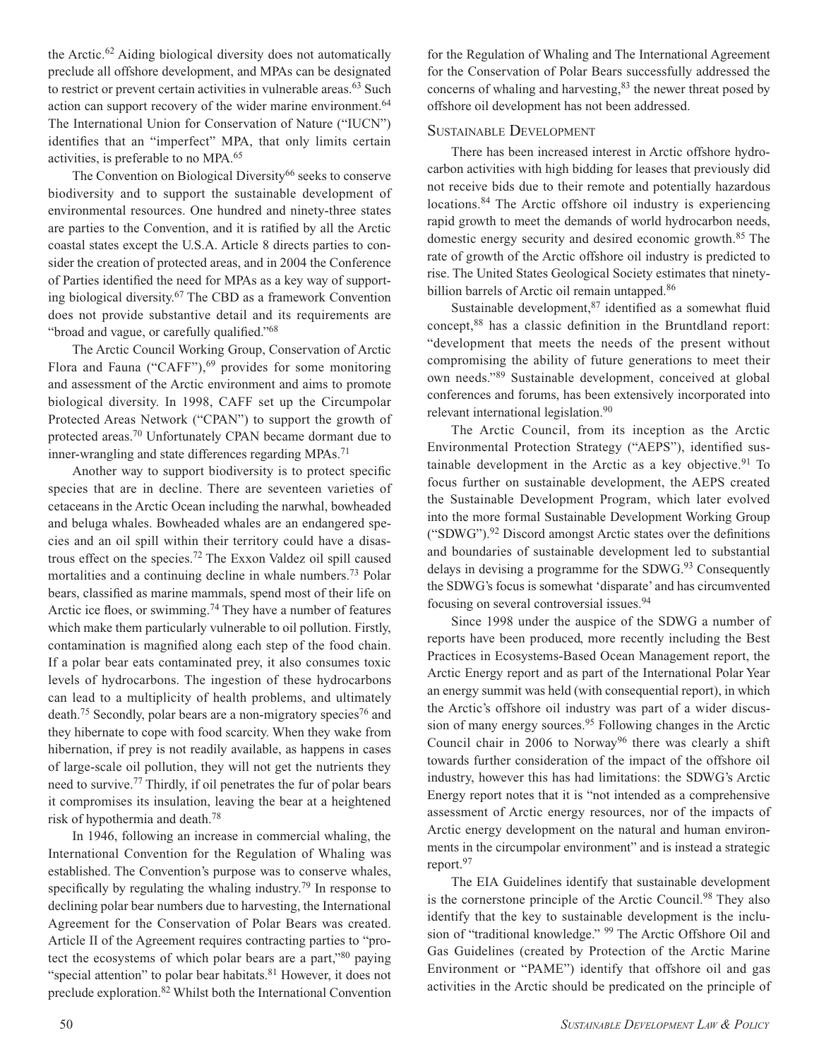the Arctic.[62] Aiding biological diversity does not automatically preclude all offshore development, and MPAs can be designated to restrict or prevent certain activities in vulnerable areas.[63] Such action can support recovery of the wider marine environment.[64] The International Union for Conservation of Nature ("IUCN") identifies that an "imperfect" MPA, that only limits certain activities, is preferable to no MPA.[65]

The Convention on Biological Diversity[66] seeks to conserve biodiversity and to support the sustainable development of environmental resources. One hundred and ninety-three states are parties to the Convention, and it is ratified by all the Arctic coastal states except the U.S.A. Article 8 directs parties to consider the creation of protected areas, and in 2004 the Conference of Parties identified the need for MPAs as a key way of supporting biological diversity.[67] The CBD as a framework Convention does not provide substantive detail and its requirements are "broad and vague, or carefully qualified."[68]

The Arctic Council Working Group, Conservation of Arctic Flora and Fauna ("CAFF"),[69] provides for some monitoring and assessment of the Arctic environment and aims to promote biological diversity. In 1998, CAFF set up the Circumpolar Protected Areas Network ("CPAN") to support the growth of protected areas.[70] Unfortunately CPAN became dormant due to inner-wrangling and state differences regarding MPAs.[71]

Another way to support biodiversity is to protect specific species that are in decline. There are seventeen varieties of cetaceans in the Arctic Ocean including the narwhal, bowheaded and beluga whales. Bowheaded whales are an endangered species and an oil spill within their territory could have a disastrous effect on the species.[72] The Exxon Valdez oil spill caused mortalities and a continuing decline in whale numbers.[73] Polar bears, classified as marine mammals, spend most of their life on Arctic ice floes, or swimming.[74] They have a number of features which make them particularly vulnerable to oil pollution. Firstly, contamination is magnified along each step of the food chain. If a polar bear eats contaminated prey, it also consumes toxic levels of hydrocarbons. The ingestion of these hydrocarbons can lead to a multiplicity of health problems, and ultimately death.[75] Secondly, polar bears are a non-migratory species[76] and they hibernate to cope with food scarcity. When they wake from hibernation, if prey is not readily available, as happens in cases of large-scale oil pollution, they will not get the nutrients they need to survive.[77] Thirdly, if oil penetrates the fur of polar bears it compromises its insulation, leaving the bear at a heightened risk of hypothermia and death.[78]

In 1946, following an increase in commercial whaling, the International Convention for the Regulation of Whaling was established. The Convention's purpose was to conserve whales, specifically by regulating the whaling industry.[79] In response to declining polar bear numbers due to harvesting, the International Agreement for the Conservation of Polar Bears was created. Article II of the Agreement requires contracting parties to "protect the ecosystems of which polar bears are a part,"[80] paying "special attention" to polar bear habitats.[81] However, it does not preclude exploration.[82] Whilst both the International Convention for the Regulation of Whaling and The International Agreement for the Conservation of Polar Bears successfully addressed the concerns of whaling and harvesting,[83] the newer threat posed by offshore oil development has not been addressed.

## Sustainable Development

There has been increased interest in Arctic offshore hydrocarbon activities with high bidding for leases that previously did not receive bids due to their remote and potentially hazardous locations.[84] The Arctic offshore oil industry is experiencing rapid growth to meet the demands of world hydrocarbon needs, domestic energy security and desired economic growth.[85] The rate of growth of the Arctic offshore oil industry is predicted to rise. The United States Geological Society estimates that ninety-billion barrels of Arctic oil remain untapped.[86]

Sustainable development,[87] identified as a somewhat fluid concept,[88] has a classic definition in the Bruntdland report: "development that meets the needs of the present without compromising the ability of future generations to meet their own needs."[89] Sustainable development, conceived at global conferences and forums, has been extensively incorporated into relevant international legislation.[90]

The Arctic Council, from its inception as the Arctic Environmental Protection Strategy ("AEPS"), identified sustainable development in the Arctic as a key objective.[91] To focus further on sustainable development, the AEPS created the Sustainable Development Program, which later evolved into the more formal Sustainable Development Working Group ("SDWG").[92] Discord amongst Arctic states over the definitions and boundaries of sustainable development led to substantial delays in devising a programme for the SDWG.[93] Consequently the SDWG's focus is somewhat 'disparate' and has circumvented focusing on several controversial issues.[94]

Since 1998 under the auspice of the SDWG a number of reports have been produced, more recently including the Best Practices in Ecosystems-Based Ocean Management report, the Arctic Energy report and as part of the International Polar Year an energy summit was held (with consequential report), in which the Arctic's offshore oil industry was part of a wider discussion of many energy sources.[95] Following changes in the Arctic Council chair in 2006 to Norway[96] there was clearly a shift towards further consideration of the impact of the offshore oil industry, however this has had limitations: the SDWG's Arctic Energy report notes that it is "not intended as a comprehensive assessment of Arctic energy resources, nor of the impacts of Arctic energy development on the natural and human environments in the circumpolar environment" and is instead a strategic report.[97]

The EIA Guidelines identify that sustainable development is the cornerstone principle of the Arctic Council.[98] They also identify that the key to sustainable development is the inclusion of "traditional knowledge." [99] The Arctic Offshore Oil and Gas Guidelines (created by Protection of the Arctic Marine Environment or "PAME") identify that offshore oil and gas activities in the Arctic should be predicated on the principle of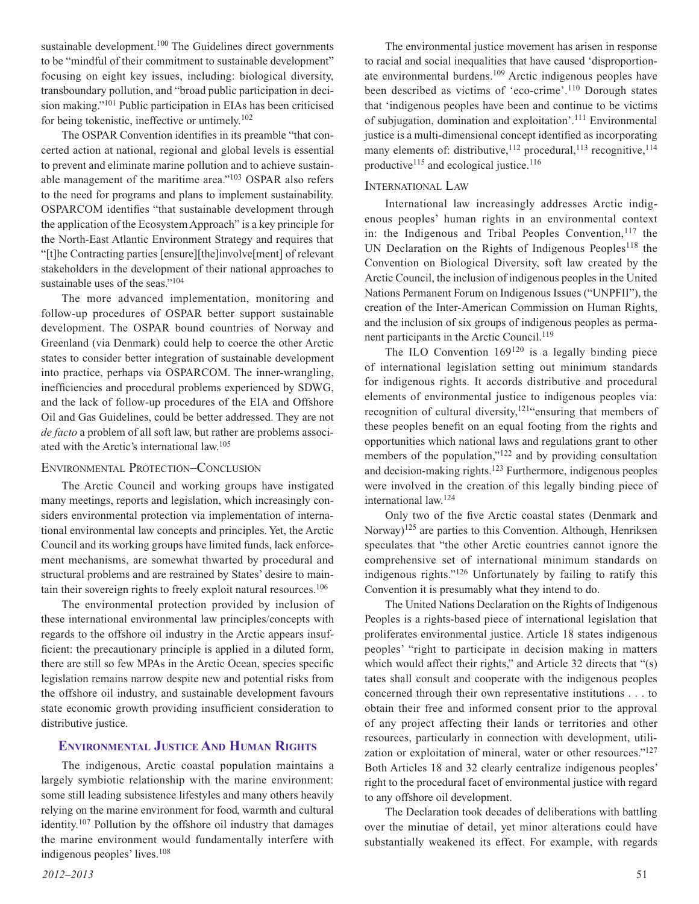sustainable development.[100] The Guidelines direct governments to be "mindful of their commitment to sustainable development" focusing on eight key issues, including: biological diversity, transboundary pollution, and "broad public participation in decision making."[101] Public participation in EIAs has been criticised for being tokenistic, ineffective or untimely.[102]

The OSPAR Convention identifies in its preamble "that concerted action at national, regional and global levels is essential to prevent and eliminate marine pollution and to achieve sustainable management of the maritime area."[103] OSPAR also refers to the need for programs and plans to implement sustainability. OSPARCOM identifies "that sustainable development through the application of the Ecosystem Approach" is a key principle for the North-East Atlantic Environment Strategy and requires that "[t]he Contracting parties [ensure][the]involve[ment] of relevant stakeholders in the development of their national approaches to sustainable uses of the seas."[104]

The more advanced implementation, monitoring and follow-up procedures of OSPAR better support sustainable development. The OSPAR bound countries of Norway and Greenland (via Denmark) could help to coerce the other Arctic states to consider better integration of sustainable development into practice, perhaps via OSPARCOM. The inner-wrangling, inefficiencies and procedural problems experienced by SDWG, and the lack of follow-up procedures of the EIA and Offshore Oil and Gas Guidelines, could be better addressed. They are not *de facto* a problem of all soft law, but rather are problems associated with the Arctic's international law.[105]

### Environmental Protection–Conclusion

The Arctic Council and working groups have instigated many meetings, reports and legislation, which increasingly considers environmental protection via implementation of international environmental law concepts and principles. Yet, the Arctic Council and its working groups have limited funds, lack enforcement mechanisms, are somewhat thwarted by procedural and structural problems and are restrained by States' desire to maintain their sovereign rights to freely exploit natural resources.[106]

The environmental protection provided by inclusion of these international environmental law principles/concepts with regards to the offshore oil industry in the Arctic appears insufficient: the precautionary principle is applied in a diluted form, there are still so few MPAs in the Arctic Ocean, species specific legislation remains narrow despite new and potential risks from the offshore oil industry, and sustainable development favours state economic growth providing insufficient consideration to distributive justice.

## Environmental Justice And Human Rights

The indigenous, Arctic coastal population maintains a largely symbiotic relationship with the marine environment: some still leading subsistence lifestyles and many others heavily relying on the marine environment for food, warmth and cultural identity.[107] Pollution by the offshore oil industry that damages the marine environment would fundamentally interfere with indigenous peoples' lives.[108]

The environmental justice movement has arisen in response to racial and social inequalities that have caused 'disproportionate environmental burdens.[109] Arctic indigenous peoples have been described as victims of 'eco-crime'.[110] Dorough states that 'indigenous peoples have been and continue to be victims of subjugation, domination and exploitation'.[111] Environmental justice is a multi-dimensional concept identified as incorporating many elements of: distributive,[112] procedural,[113] recognitive,[114] productive[115] and ecological justice.[116]

### International Law

International law increasingly addresses Arctic indigenous peoples' human rights in an environmental context in: the Indigenous and Tribal Peoples Convention,[117] the UN Declaration on the Rights of Indigenous Peoples[118] the Convention on Biological Diversity, soft law created by the Arctic Council, the inclusion of indigenous peoples in the United Nations Permanent Forum on Indigenous Issues ("UNPFII"), the creation of the Inter-American Commission on Human Rights, and the inclusion of six groups of indigenous peoples as permanent participants in the Arctic Council.[119]

The ILO Convention 169[120] is a legally binding piece of international legislation setting out minimum standards for indigenous rights. It accords distributive and procedural elements of environmental justice to indigenous peoples via: recognition of cultural diversity,[121]"ensuring that members of these peoples benefit on an equal footing from the rights and opportunities which national laws and regulations grant to other members of the population,"[122] and by providing consultation and decision-making rights.[123] Furthermore, indigenous peoples were involved in the creation of this legally binding piece of international law.[124]

Only two of the five Arctic coastal states (Denmark and Norway)[125] are parties to this Convention. Although, Henriksen speculates that "the other Arctic countries cannot ignore the comprehensive set of international minimum standards on indigenous rights."[126] Unfortunately by failing to ratify this Convention it is presumably what they intend to do.

The United Nations Declaration on the Rights of Indigenous Peoples is a rights-based piece of international legislation that proliferates environmental justice. Article 18 states indigenous peoples' "right to participate in decision making in matters which would affect their rights," and Article 32 directs that "(s) tates shall consult and cooperate with the indigenous peoples concerned through their own representative institutions . . . to obtain their free and informed consent prior to the approval of any project affecting their lands or territories and other resources, particularly in connection with development, utilization or exploitation of mineral, water or other resources."[127] Both Articles 18 and 32 clearly centralize indigenous peoples' right to the procedural facet of environmental justice with regard to any offshore oil development.

The Declaration took decades of deliberations with battling over the minutiae of detail, yet minor alterations could have substantially weakened its effect. For example, with regards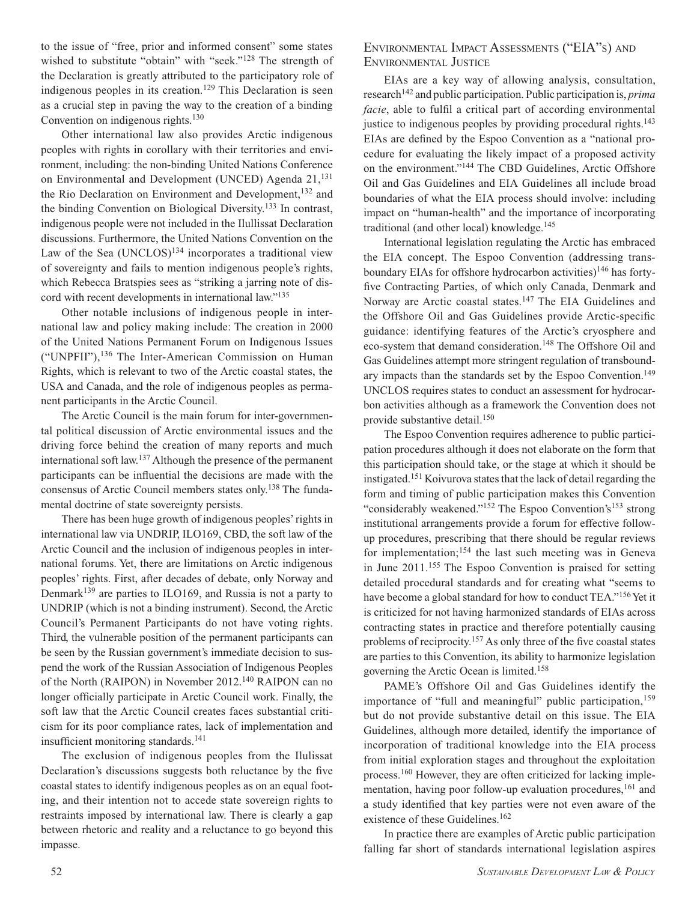to the issue of "free, prior and informed consent" some states wished to substitute "obtain" with "seek."[128] The strength of the Declaration is greatly attributed to the participatory role of indigenous peoples in its creation.[129] This Declaration is seen as a crucial step in paving the way to the creation of a binding Convention on indigenous rights.[130]

Other international law also provides Arctic indigenous peoples with rights in corollary with their territories and environment, including: the non-binding United Nations Conference on Environmental and Development (UNCED) Agenda 21,[131] the Rio Declaration on Environment and Development,[132] and the binding Convention on Biological Diversity.[133] In contrast, indigenous people were not included in the Ilullissat Declaration discussions. Furthermore, the United Nations Convention on the Law of the Sea (UNCLOS)[134] incorporates a traditional view of sovereignty and fails to mention indigenous people's rights, which Rebecca Bratspies sees as "striking a jarring note of discord with recent developments in international law."[135]

Other notable inclusions of indigenous people in international law and policy making include: The creation in 2000 of the United Nations Permanent Forum on Indigenous Issues ("UNPFII"),[136] The Inter-American Commission on Human Rights, which is relevant to two of the Arctic coastal states, the USA and Canada, and the role of indigenous peoples as permanent participants in the Arctic Council.

The Arctic Council is the main forum for inter-governmental political discussion of Arctic environmental issues and the driving force behind the creation of many reports and much international soft law.[137] Although the presence of the permanent participants can be influential the decisions are made with the consensus of Arctic Council members states only.[138] The fundamental doctrine of state sovereignty persists.

There has been huge growth of indigenous peoples' rights in international law via UNDRIP, ILO169, CBD, the soft law of the Arctic Council and the inclusion of indigenous peoples in international forums. Yet, there are limitations on Arctic indigenous peoples' rights. First, after decades of debate, only Norway and Denmark[139] are parties to ILO169, and Russia is not a party to UNDRIP (which is not a binding instrument). Second, the Arctic Council's Permanent Participants do not have voting rights. Third, the vulnerable position of the permanent participants can be seen by the Russian government's immediate decision to suspend the work of the Russian Association of Indigenous Peoples of the North (RAIPON) in November 2012.[140] RAIPON can no longer officially participate in Arctic Council work. Finally, the soft law that the Arctic Council creates faces substantial criticism for its poor compliance rates, lack of implementation and insufficient monitoring standards.[141]

The exclusion of indigenous peoples from the Ilulissat Declaration's discussions suggests both reluctance by the five coastal states to identify indigenous peoples as on an equal footing, and their intention not to accede state sovereign rights to restraints imposed by international law. There is clearly a gap between rhetoric and reality and a reluctance to go beyond this impasse.

## Environmental Impact Assessments ("EIA"s) and Environmental Justice

EIAs are a key way of allowing analysis, consultation, research[142] and public participation. Public participation is, *prima facie*, able to fulfil a critical part of according environmental justice to indigenous peoples by providing procedural rights.[143] EIAs are defined by the Espoo Convention as a "national procedure for evaluating the likely impact of a proposed activity on the environment."[144] The CBD Guidelines, Arctic Offshore Oil and Gas Guidelines and EIA Guidelines all include broad boundaries of what the EIA process should involve: including impact on "human-health" and the importance of incorporating traditional (and other local) knowledge.[145]

International legislation regulating the Arctic has embraced the EIA concept. The Espoo Convention (addressing transboundary EIAs for offshore hydrocarbon activities)[146] has forty-five Contracting Parties, of which only Canada, Denmark and Norway are Arctic coastal states.[147] The EIA Guidelines and the Offshore Oil and Gas Guidelines provide Arctic-specific guidance: identifying features of the Arctic's cryosphere and eco-system that demand consideration.[148] The Offshore Oil and Gas Guidelines attempt more stringent regulation of transboundary impacts than the standards set by the Espoo Convention.[149] UNCLOS requires states to conduct an assessment for hydrocarbon activities although as a framework the Convention does not provide substantive detail.[150]

The Espoo Convention requires adherence to public participation procedures although it does not elaborate on the form that this participation should take, or the stage at which it should be instigated.[151] Koivurova states that the lack of detail regarding the form and timing of public participation makes this Convention "considerably weakened."[152] The Espoo Convention's[153] strong institutional arrangements provide a forum for effective follow-up procedures, prescribing that there should be regular reviews for implementation;[154] the last such meeting was in Geneva in June 2011.[155] The Espoo Convention is praised for setting detailed procedural standards and for creating what "seems to have become a global standard for how to conduct TEA."[156] Yet it is criticized for not having harmonized standards of EIAs across contracting states in practice and therefore potentially causing problems of reciprocity.[157] As only three of the five coastal states are parties to this Convention, its ability to harmonize legislation governing the Arctic Ocean is limited.[158]

PAME's Offshore Oil and Gas Guidelines identify the importance of "full and meaningful" public participation,[159] but do not provide substantive detail on this issue. The EIA Guidelines, although more detailed, identify the importance of incorporation of traditional knowledge into the EIA process from initial exploration stages and throughout the exploitation process.[160] However, they are often criticized for lacking implementation, having poor follow-up evaluation procedures,[161] and a study identified that key parties were not even aware of the existence of these Guidelines.[162]

In practice there are examples of Arctic public participation falling far short of standards international legislation aspires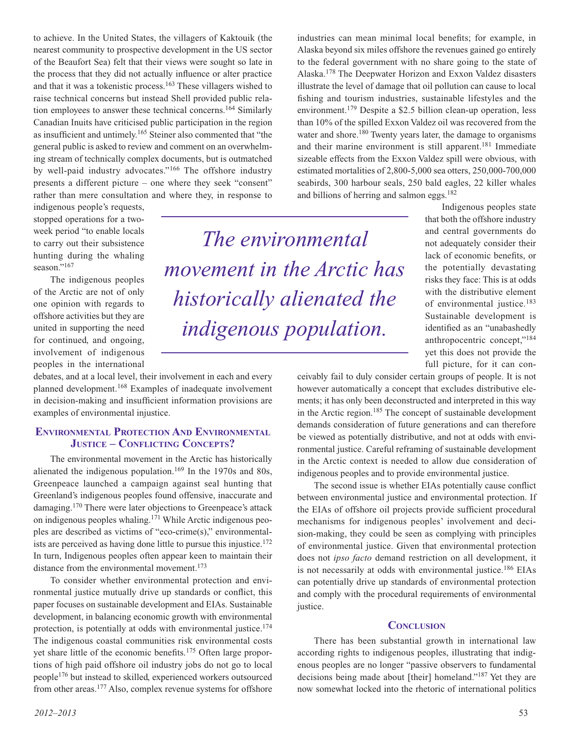to achieve. In the United States, the villagers of Kaktouik (the nearest community to prospective development in the US sector of the Beaufort Sea) felt that their views were sought so late in the process that they did not actually influence or alter practice and that it was a tokenistic process.[163] These villagers wished to raise technical concerns but instead Shell provided public relation employees to answer these technical concerns.[164] Similarly Canadian Inuits have criticised public participation in the region as insufficient and untimely.[165] Steiner also commented that "the general public is asked to review and comment on an overwhelming stream of technically complex documents, but is outmatched by well-paid industry advocates."[166] The offshore industry presents a different picture – one where they seek "consent" rather than mere consultation and where they, in response to indigenous people's requests, stopped operations for a two-week period "to enable locals to carry out their subsistence hunting during the whaling season."[167]

The indigenous peoples of the Arctic are not of only one opinion with regards to offshore activities but they are united in supporting the need for continued, and ongoing, involvement of indigenous peoples in the international debates, and at a local level, their involvement in each and every planned development.[168] Examples of inadequate involvement in decision-making and insufficient information provisions are examples of environmental injustice.

## Environmental Protection And Environmental Justice – Conflicting Concepts?

The environmental movement in the Arctic has historically alienated the indigenous population.[169] In the 1970s and 80s, Greenpeace launched a campaign against seal hunting that Greenland's indigenous peoples found offensive, inaccurate and damaging.[170] There were later objections to Greenpeace's attack on indigenous peoples whaling.[171] While Arctic indigenous peoples are described as victims of "eco-crime(s)," environmentalists are perceived as having done little to pursue this injustice.[172] In turn, Indigenous peoples often appear keen to maintain their distance from the environmental movement.[173]

To consider whether environmental protection and environmental justice mutually drive up standards or conflict, this paper focuses on sustainable development and EIAs. Sustainable development, in balancing economic growth with environmental protection, is potentially at odds with environmental justice.[174] The indigenous coastal communities risk environmental costs yet share little of the economic benefits.[175] Often large proportions of high paid offshore oil industry jobs do not go to local people[176] but instead to skilled, experienced workers outsourced from other areas.[177] Also, complex revenue systems for offshore industries can mean minimal local benefits; for example, in Alaska beyond six miles offshore the revenues gained go entirely to the federal government with no share going to the state of Alaska.[178] The Deepwater Horizon and Exxon Valdez disasters illustrate the level of damage that oil pollution can cause to local fishing and tourism industries, sustainable lifestyles and the environment.[179] Despite a $2.5 billion clean-up operation, less than 10% of the spilled Exxon Valdez oil was recovered from the water and shore.[180] Twenty years later, the damage to organisms and their marine environment is still apparent.[181] Immediate sizeable effects from the Exxon Valdez spill were obvious, with estimated mortalities of 2,800-5,000 sea otters, 250,000-700,000 seabirds, 300 harbour seals, 250 bald eagles, 22 killer whales and billions of herring and salmon eggs.[182]

*The environmental movement in the Arctic has historically alienated the indigenous population.*

Indigenous peoples state that both the offshore industry and central governments do not adequately consider their lack of economic benefits, or the potentially devastating risks they face: This is at odds with the distributive element of environmental justice.[183] Sustainable development is identified as an "unabashedly anthropocentric concept,"[184] yet this does not provide the full picture, for it can conceivably fail to duly consider certain groups of people. It is not however automatically a concept that excludes distributive elements; it has only been deconstructed and interpreted in this way in the Arctic region.[185] The concept of sustainable development demands consideration of future generations and can therefore be viewed as potentially distributive, and not at odds with environmental justice. Careful reframing of sustainable development in the Arctic context is needed to allow due consideration of indigenous peoples and to provide environmental justice.

The second issue is whether EIAs potentially cause conflict between environmental justice and environmental protection. If the EIAs of offshore oil projects provide sufficient procedural mechanisms for indigenous peoples' involvement and decision-making, they could be seen as complying with principles of environmental justice. Given that environmental protection does not *ipso facto* demand restriction on all development, it is not necessarily at odds with environmental justice.[186] EIAs can potentially drive up standards of environmental protection and comply with the procedural requirements of environmental justice.

## Conclusion

There has been substantial growth in international law according rights to indigenous peoples, illustrating that indigenous peoples are no longer "passive observers to fundamental decisions being made about [their] homeland."[187] Yet they are now somewhat locked into the rhetoric of international politics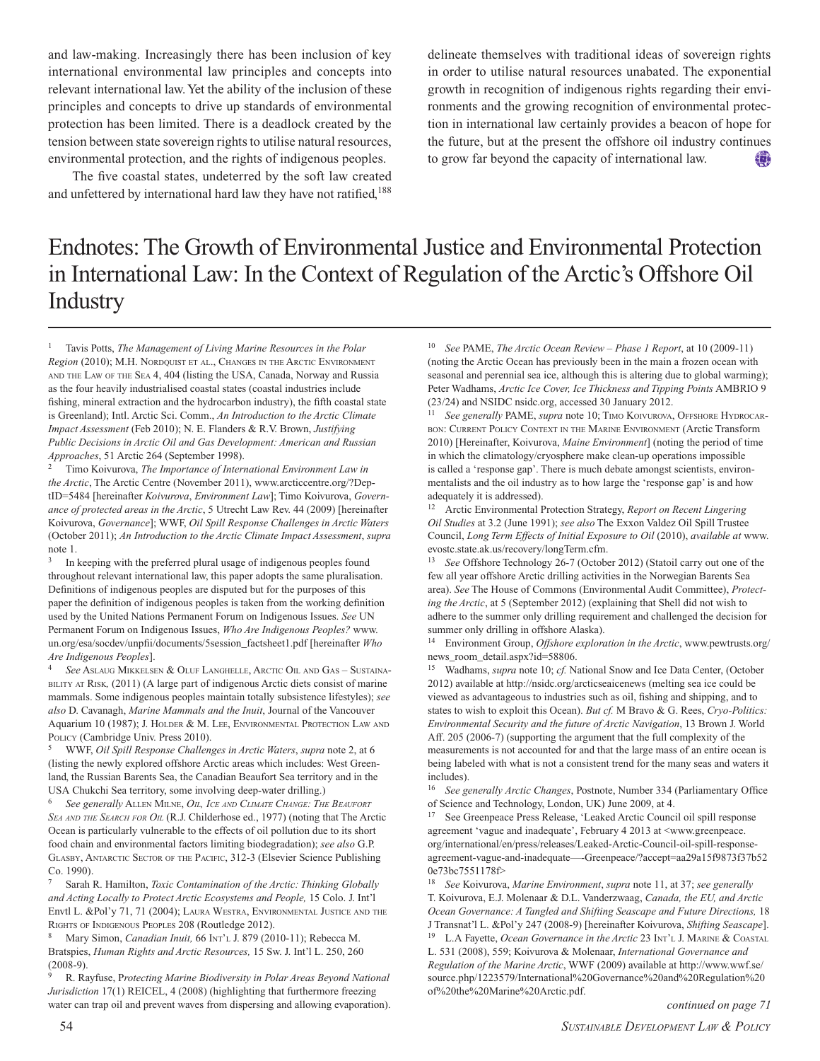and law-making. Increasingly there has been inclusion of key international environmental law principles and concepts into relevant international law. Yet the ability of the inclusion of these principles and concepts to drive up standards of environmental protection has been limited. There is a deadlock created by the tension between state sovereign rights to utilise natural resources, environmental protection, and the rights of indigenous peoples.

The five coastal states, undeterred by the soft law created and unfettered by international hard law they have not ratified,[188] delineate themselves with traditional ideas of sovereign rights in order to utilise natural resources unabated. The exponential growth in recognition of indigenous rights regarding their environments and the growing recognition of environmental protection in international law certainly provides a beacon of hope for the future, but at the present the offshore oil industry continues to grow far beyond the capacity of international law.

# Endnotes: The Growth of Environmental Justice and Environmental Protection in International Law: In the Context of Regulation of the Arctic's Offshore Oil Industry

1 Tavis Potts, *The Management of Living Marine Resources in the Polar Region* (2010); M.H. Nordquist et al., Changes in the Arctic Environment and the Law of the Sea 4, 404 (listing the USA, Canada, Norway and Russia as the four heavily industrialised coastal states (coastal industries include fishing, mineral extraction and the hydrocarbon industry), the fifth coastal state is Greenland); Intl. Arctic Sci. Comm., *An Introduction to the Arctic Climate Impact Assessment* (Feb 2010); N. E. Flanders & R.V. Brown, *Justifying Public Decisions in Arctic Oil and Gas Development: American and Russian Approaches*, 51 Arctic 264 (September 1998).

2 Timo Koivurova, *The Importance of International Environment Law in the Arctic*, The Arctic Centre (November 2011), www.arcticcentre.org/?DeptID=5484 [hereinafter *Koivurova*, *Environment Law*]; Timo Koivurova, *Governance of protected areas in the Arctic*, 5 Utrecht Law Rev. 44 (2009) [hereinafter Koivurova, *Governance*]; WWF, *Oil Spill Response Challenges in Arctic Waters* (October 2011); *An Introduction to the Arctic Climate Impact Assessment*, *supra* note 1.

3 In keeping with the preferred plural usage of indigenous peoples found throughout relevant international law, this paper adopts the same pluralisation. Definitions of indigenous peoples are disputed but for the purposes of this paper the definition of indigenous peoples is taken from the working definition used by the United Nations Permanent Forum on Indigenous Issues. *See* UN Permanent Forum on Indigenous Issues, *Who Are Indigenous Peoples?* www.un.org/esa/socdev/unpfii/documents/5session_factsheet1.pdf [hereinafter *Who Are Indigenous Peoples*].

4 *See* Aslaug Mikkelsen & Oluf Langhelle, Arctic Oil and Gas – Sustainability at Risk, (2011) (A large part of indigenous Arctic diets consist of marine mammals. Some indigenous peoples maintain totally subsistence lifestyles); *see also* D. Cavanagh, *Marine Mammals and the Inuit*, Journal of the Vancouver Aquarium 10 (1987); J. Holder & M. Lee, Environmental Protection Law and Policy (Cambridge Univ. Press 2010).

5 WWF, *Oil Spill Response Challenges in Arctic Waters*, *supra* note 2, at 6 (listing the newly explored offshore Arctic areas which includes: West Greenland, the Russian Barents Sea, the Canadian Beaufort Sea territory and in the USA Chukchi Sea territory, some involving deep-water drilling.)

6 *See generally* Allen Milne, *Oil, Ice and Climate Change: The Beaufort Sea and the Search for Oil* (R.J. Childerhose ed., 1977) (noting that The Arctic Ocean is particularly vulnerable to the effects of oil pollution due to its short food chain and environmental factors limiting biodegradation); *see also* G.P. Glasby, Antarctic Sector of the Pacific, 312-3 (Elsevier Science Publishing Co. 1990).

7 Sarah R. Hamilton, *Toxic Contamination of the Arctic: Thinking Globally and Acting Locally to Protect Arctic Ecosystems and People,* 15 Colo. J. Int'l Envtl L. &Pol'y 71, 71 (2004); Laura Westra, Environmental Justice and the Rights of Indigenous Peoples 208 (Routledge 2012).

8 Mary Simon, *Canadian Inuit,* 66 Int'l J. 879 (2010-11); Rebecca M. Bratspies, *Human Rights and Arctic Resources,* 15 Sw. J. Int'l L. 250, 260 (2008-9).

9 R. Rayfuse, P*rotecting Marine Biodiversity in Polar Areas Beyond National Jurisdiction* 17(1) REICEL, 4 (2008) (highlighting that furthermore freezing water can trap oil and prevent waves from dispersing and allowing evaporation).

10 *See* PAME, *The Arctic Ocean Review – Phase 1 Report*, at 10 (2009-11) (noting the Arctic Ocean has previously been in the main a frozen ocean with seasonal and perennial sea ice, although this is altering due to global warming); Peter Wadhams, *Arctic Ice Cover, Ice Thickness and Tipping Points* AMBRIO 9 (23/24) and NSIDC nsidc.org, accessed 30 January 2012.

11 *See generally* PAME, *supra* note 10; Timo Koivurova, Offshore Hydrocarbon: Current Policy Context in the Marine Environment (Arctic Transform 2010) [Hereinafter, Koivurova, *Maine Environment*] (noting the period of time in which the climatology/cryosphere make clean-up operations impossible is called a 'response gap'. There is much debate amongst scientists, environmentalists and the oil industry as to how large the 'response gap' is and how adequately it is addressed).

12 Arctic Environmental Protection Strategy, *Report on Recent Lingering Oil Studies* at 3.2 (June 1991); *see also* The Exxon Valdez Oil Spill Trustee Council, *Long Term Effects of Initial Exposure to Oil* (2010), *available at* www.evostc.state.ak.us/recovery/longTerm.cfm.

13 *See* Offshore Technology 26-7 (October 2012) (Statoil carry out one of the few all year offshore Arctic drilling activities in the Norwegian Barents Sea area). *See* The House of Commons (Environmental Audit Committee), *Protecting the Arctic*, at 5 (September 2012) (explaining that Shell did not wish to adhere to the summer only drilling requirement and challenged the decision for summer only drilling in offshore Alaska).

14 Environment Group, *Offshore exploration in the Arctic*, www.pewtrusts.org/news_room_detail.aspx?id=58806.

15 Wadhams, *supra* note 10; *cf.* National Snow and Ice Data Center, (October 2012) available at http://nsidc.org/arcticseaicenews (melting sea ice could be viewed as advantageous to industries such as oil, fishing and shipping, and to states to wish to exploit this Ocean). *But cf.* M Bravo & G. Rees, *Cryo-Politics: Environmental Security and the future of Arctic Navigation*, 13 Brown J. World Aff. 205 (2006-7) (supporting the argument that the full complexity of the measurements is not accounted for and that the large mass of an entire ocean is being labeled with what is not a consistent trend for the many seas and waters it includes).

16 *See generally Arctic Changes*, Postnote, Number 334 (Parliamentary Office of Science and Technology, London, UK) June 2009, at 4.

17 See Greenpeace Press Release, 'Leaked Arctic Council oil spill response agreement 'vague and inadequate', February 4 2013 at <www.greenpeace.org/international/en/press/releases/Leaked-Arctic-Council-oil-spill-response-agreement-vague-and-inadequate—-Greenpeace/?accept=aa29a15f9873f37b520e73bc7551178f>

18 *See* Koivurova, *Marine Environment*, *supra* note 11, at 37; *see generally* T. Koivurova, E.J. Molenaar & D.L. Vanderzwaag, *Canada, the EU, and Arctic Ocean Governance: A Tangled and Shifting Seascape and Future Directions,* 18 J Transnat'l L. &Pol'y 247 (2008-9) [hereinafter Koivurova, *Shifting Seascape*].

19 L.A Fayette, *Ocean Governance in the Arctic* 23 Int'l J. Marine & Coastal L. 531 (2008), 559; Koivurova & Molenaar, *International Governance and Regulation of the Marine Arctic*, WWF (2009) available at http://www.wwf.se/source.php/1223579/International%20Governance%20and%20Regulation%20of%20the%20Marine%20Arctic.pdf.

*continued on page 71*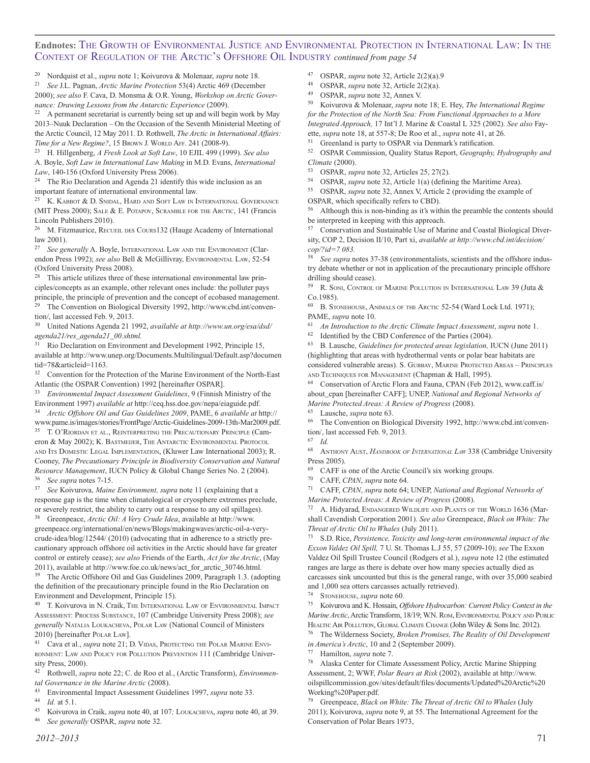**Endnotes:** The Growth of Environmental Justice and Environmental Protection in International Law: In the Context of Regulation of the Arctic's Offshore Oil Industry *continued from page 54*

20 Nordquist et al., *supra* note 1; Koivurova & Molenaar, *supra* note 18.

21 *See* J.L. Pagnan, *Arctic Marine Protection* 53(4) Arctic 469 (December 2000); *see also* F. Cava, D. Monsma & O.R. Young, *Workshop on Arctic Governance: Drawing Lessons from the Antarctic Experience* (2009).

22 A permanent secretariat is currently being set up and will begin work by May 2013–Nuuk Declaration – On the Occasion of the Seventh Ministerial Meeting of the Arctic Council, 12 May 2011. D. Rothwell, *The Arctic in International Affairs: Time for a New Regime?*, 15 Brown J. World Aff. 241 (2008-9).

23 H. Hillgenberg, *A Fresh Look at Soft Law*, 10 EJIL 499 (1999). *See also* A. Boyle, *Soft Law in International Law Making* in M.D. Evans, *International Law*, 140-156 (Oxford University Press 2006).

24 The Rio Declaration and Agenda 21 identify this wide inclusion as an important feature of international environmental law.

25 K. Kabbot & D. Snidal, Hard and Soft Law in International Governance (MIT Press 2000); Sale & E. Potapov, Scramble for the Arctic, 141 (Francis Lincoln Publishers 2010).

26 M. Fitzmaurice, Recueil des Cours132 (Hauge Academy of International law 2001).

27 *See generally* A. Boyle, International Law and the Environment (Clarendon Press 1992); *see also* Bell & McGillivray, Environmental Law, 52-54 (Oxford University Press 2008).

28 This article utilizes three of these international environmental law principles/concepts as an example, other relevant ones include: the polluter pays principle, the principle of prevention and the concept of ecobased management.

29 The Convention on Biological Diversity 1992, http://www.cbd.int/convention/, last accessed Feb. 9, 2013.

30 United Nations Agenda 21 1992, *available at http://www.un.org/esa/dsd/agenda21/res_agenda21_00.shtml.*

31 Rio Declaration on Environment and Development 1992, Principle 15, available at http://www.unep.org/Documents.Multilingual/Default.asp?documentid=78&articleid=1163.

32 Convention for the Protection of the Marine Environment of the North-East Atlantic (the OSPAR Convention) 1992 [hereinafter OSPAR].

33 *Environmental Impact Assessment Guidelines*, 9 (Finnish Ministry of the Environment 1997) *available at* http://ceq.hss.doe.gov/nepa/eiaguide.pdf.

34 *Arctic Offshore Oil and Gas Guidelines 2009*, PAME, 6 *available at* http://www.pame.is/images/stories/FrontPage/Arctic-Guidelines-2009-13th-Mar2009.pdf.

35 T. O'Riordan et al., Reinterpreting the Precautionary Principle (Cameron & May 2002); K. Bastmeijer, The Antarctic Environmental Protocol and Its Domestic Legal Implementation, (Kluwer Law International 2003); R. Cooney, *The Precautionary Principle in Biodiversity Conservation and Natural Resource Management*, IUCN Policy & Global Change Series No. 2 (2004).

36 *See supra* notes 7-15.

37 *See* Koivurova, *Maine Environment, supra* note 11 (explaining that a response gap is the time when climatological or cryosphere extremes preclude, or severely restrict, the ability to carry out a response to any oil spillages).

38 Greenpeace, *Arctic Oil: A Very Crude Idea*, available at http://www.greenpeace.org/international/en/news/Blogs/makingwaves/arctic-oil-a-very-crude-idea/blog/12544/ (2010) (advocating that in adherence to a strictly precautionary approach offshore oil activities in the Arctic should have far greater control or entirely cease); *see also* Friends of the Earth, *Act for the Arctic*, (May 2011), available at http://www.foe.co.uk/news/act_for_arctic_30746.html.

39 The Arctic Offshore Oil and Gas Guidelines 2009, Paragraph 1.3. (adopting the definition of the precautionary principle found in the Rio Declaration on Environment and Development, Principle 15).

40 T. Koivurova in N. Craik, The International Law of Environmental Impact Assessment: Process Substance, 107 (Cambridge University Press 2008); *see generally* Natalia Loukacheva, Polar Law (National Council of Ministers 2010) [hereinafter Polar Law].

41 Cava et al., *supra* note 21; D. Vidas, Protecting the Polar Marine Environment: Law and Policy for Pollution Prevention 111 (Cambridge University Press, 2000).

42 Rothwell, *supra* note 22; C. de Roo et al., (Arctic Transform), *Environmental Governance in the Marine Arctic* (2008).

43 Environmental Impact Assessment Guidelines 1997, *supra* note 33.

44 *Id.* at 5.1.

45 Koivurova in Craik, *supra* note 40, at 107*;* Loukacheva, *supra* note 40, at 39.

46 *See generally* OSPAR, *supra* note 32.

47 OSPAR, *supra* note 32, Article 2(2)(a).9

48 OSPAR, *supra* note 32, Article 2(2)(a).

49 OSPAR, *supra* note 32, Annex V.

50 Koivurova & Molenaar, *supra* note 18; E. Hey, *The International Regime for the Protection of the North Sea: From Functional Approaches to a More Integrated Approach,* 17 Int'l J. Marine & Coastal L 325 (2002). *See also* Fayette, *supra* note 18, at 557-8; De Roo et al., *supra* note 41, at 26.

51 Greenland is party to OSPAR via Denmark's ratification.

52 OSPAR Commission, Quality Status Report, *Geography, Hydrography and Climate* (2000).

53 OSPAR, *supra* note 32, Articles 25, 27(2).

54 OSPAR, *supra* note 32, Article 1(a) (defining the Maritime Area).

55 OSPAR, *supra* note 32, Annex V, Article 2 (providing the example of OSPAR, which specifically refers to CBD).

56 Although this is non-binding as it's within the preamble the contents should be interpreted in keeping with this approach.

57 Conservation and Sustainable Use of Marine and Coastal Biological Diversity, COP 2, Decision II/10, Part xi, *available at http://www.cbd.int/decision/cop/?id=7 083.*

58 *See supra* notes 37-38 (environmentalists, scientists and the offshore industry debate whether or not in application of the precautionary principle offshore drilling should cease).

59 R. Soni, Control of Marine Pollution in International Law 39 (Juta & Co.1985).

60 B. Stonehouse, Animals of the Arctic 52-54 (Ward Lock Ltd. 1971); PAME, *supra* note 10.

61 *An Introduction to the Arctic Climate Impact Assessment*, *supra* note 1.

62 Identified by the CBD Conference of the Parties (2004).

63 B. Lausche, *Guidelines for protected areas legislation,* IUCN (June 2011) (highlighting that areas with hydrothermal vents or polar bear habitats are considered vulnerable areas). S. Gubbay, Marine Protected Areas – Principles and Techniques for Management (Chapman & Hall, 1995).

64 Conservation of Arctic Flora and Fauna, CPAN (Feb 2012), www.caff.is/about_cpan [hereinafter CAFF]; UNEP, *National and Regional Networks of Marine Protected Areas: A Review of Progress* (2008).

65 Lausche, *supra* note 63.

66 The Convention on Biological Diversity 1992, http://www.cbd.int/convention/, last accessed Feb. 9, 2013.

67 *Id.*

68 Anthony Aust, *Handbook of International Law* 338 (Cambridge University Press 2005).

69 CAFF is one of the Arctic Council's six working groups.

70 CAFF, *CPAN*, *supra* note 64.

71 CAFF, *CPAN*, *supra* note 64; UNEP, *National and Regional Networks of Marine Protected Areas: A Review of Progress* (2008).

72 A. Hidyarad*,* Endangered Wildlife and Plants of the World 1636 (Marshall Cavendish Corporation 2001). *See also* Greenpeace, *Black on White: The Threat of Arctic Oil to Whales* (July 2011).

73 S.D. Rice, *Persistence, Toxicity and long-term environmental impact of the Exxon Valdez Oil Spill,* 7 U. St. Thomas L.J 55, 57 (2009-10); *see* The Exxon Valdez Oil Spill Trustee Council (Rodgers et al.), *supra* note 12 (the estimated ranges are large as there is debate over how many species actually died as carcasses sink uncounted but this is the general range, with over 35,000 seabird and 1,000 sea otters carcasses actually retrieved).

74 Stonehouse, *supra* note 60.

75 Koivurova and K. Hossain, *Offshore Hydrocarbon: Current Policy Context in the Marine Arctic*, Arctic Transform, 18/19; W.N. Rom, Environmental Policy and Public Health: Air Pollution, Global Climate Change (John Wiley & Sons Inc. 2012).

76 The Wilderness Society, *Broken Promises, The Reality of Oil Development in America's Arctic*, 10 and 2 (September 2009).

77 Hamilton, *supra* note 7.

78 Alaska Center for Climate Assessment Policy, Arctic Marine Shipping Assessment, 2; WWF, *Polar Bears at Risk* (2002), available at http://www.oilspillcommission.gov/sites/default/files/documents/Updated%20Arctic%20Working%20Paper.pdf.

79 Greenpeace, *Black on White: The Threat of Arctic Oil to Whales* (July 2011); Koivurova, *supra* note 9, at 55. The International Agreement for the Conservation of Polar Bears 1973,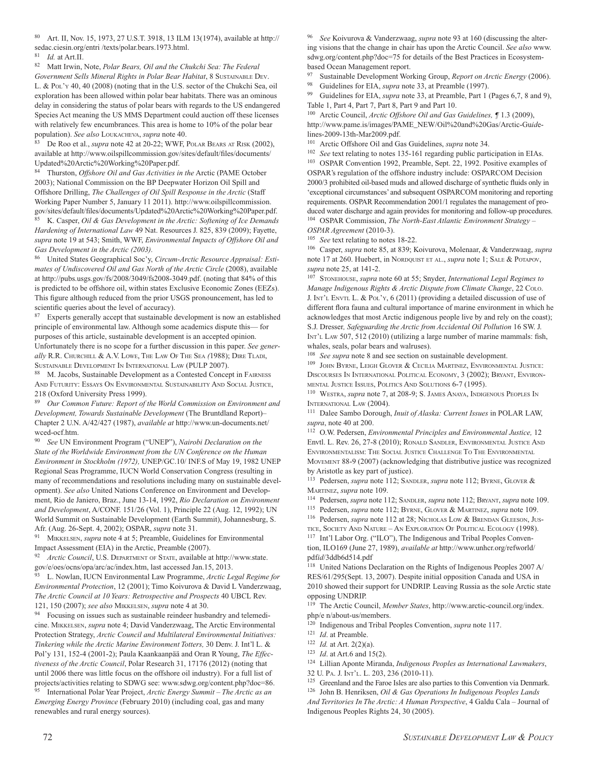[80] Art. II, Nov. 15, 1973, 27 U.S.T. 3918, 13 ILM 13(1974), available at http://sedac.ciesin.org/entri /texts/polar.bears.1973.html.

[81] *Id.* at Art.II.

[82] Matt Irwin, Note, *Polar Bears, Oil and the Chukchi Sea: The Federal Government Sells Mineral Rights in Polar Bear Habitat*, 8 Sustainable Dev. L. & Pol'y 40, 40 (2008) (noting that in the U.S. sector of the Chukchi Sea, oil exploration has been allowed within polar bear habitats. There was an ominous delay in considering the status of polar bears with regards to the US endangered Species Act meaning the US MMS Department could auction off these licenses with relatively few encumbrances. This area is home to 10% of the polar bear population). *See also* Loukacheva, *supra* note 40.

[83] De Roo et al., *supra* note 42 at 20-22; WWF, Polar Bears at Risk (2002), available at http://www.oilspillcommission.gov/sites/default/files/documents/Updated%20Arctic%20Working%20Paper.pdf.

[84] Thurston, *Offshore Oil and Gas Activities in the* Arctic (PAME October 2003); National Commission on the BP Deepwater Horizon Oil Spill and Offshore Drilling, *The Challenges of Oil Spill Response in the Arctic* (Staff Working Paper Number 5, January 11 2011). http://www.oilspillcommission.gov/sites/default/files/documents/Updated%20Arctic%20Working%20Paper.pdf.

[85] K. Casper, *Oil & Gas Development in the Arctic: Softening of Ice Demands Hardening of International Law* 49 Nat. Resources J. 825, 839 (2009); Fayette, *supra* note 19 at 543; Smith, WWF, *Environmental Impacts of Offshore Oil and Gas Development in the Arctic (2003).*

[86] United States Geographical Soc'y, *Circum-Arctic Resource Appraisal: Estimates of Undiscovered Oil and Gas North of the Arctic Circle* (2008), available at http://pubs.usgs.gov/fs/2008/3049/fs2008-3049.pdf. (noting that 84% of this is predicted to be offshore oil, within states Exclusive Economic Zones (EEZs). This figure although reduced from the prior USGS pronouncement, has led to scientific queries about the level of accuracy).

[87] Experts generally accept that sustainable development is now an established principle of environmental law. Although some academics dispute this— for purposes of this article, sustainable development is an accepted opinion. Unfortunately there is no scope for a further discussion in this paper. *See generally* R.R. Churchill & A.V. Lowe, The Law Of The Sea *(*1988); Dire Tladi, Sustainable Development In International Law (PULP 2007).

[88] M. Jacobs, Sustainable Development as a Contested Concept in Fairness And Futurity: Essays On Environmental Sustainability And Social Justice, 218 (Oxford University Press 1999).

[89] *Our Common Future: Report of the World Commission on Environment and Development, Towards Sustainable Development* (The Bruntdland Report)– Chapter 2 U.N. A/42/427 (1987), *available at* http://www.un-documents.net/wced-ocf.htm.

[90] *See* UN Environment Program ("UNEP"), *Nairobi Declaration on the State of the Worldwide Environment from the UN Conference on the Human Environment in Stockholm (1972),* UNEP/GC.10/ INF.S of May 19, 1982 UNEP Regional Seas Programme, IUCN World Conservation Congress (resulting in many of recommendations and resolutions including many on sustainable development). *See also* United Nations Conference on Environment and Development, Rio de Janiero, Braz., June 13-14, 1992, *Rio Declaration on Environment and Development*, A/CONF. 151/26 (Vol. 1), Principle 22 (Aug. 12, 1992); UN World Summit on Sustainable Development (Earth Summit), Johannesburg, S. Afr. (Aug. 26-Sept. 4, 2002); OSPAR, *supra* note 31.

[91] Mikkelsen, *supra* note 4 at 5; Preamble, Guidelines for Environmental Impact Assessment (EIA) in the Arctic, Preamble (2007).

[92] *Arctic Council*, U.S. Department of State, available at http://www.state.gov/e/oes/ocns/opa/arc/ac/index.htm, last accessed Jan.15, 2013.

[93] L. Nowlan, IUCN Environmental Law Programme, *Arctic Legal Regime for Environmental Protection*, 12 (2001); Timo Koivurova & David L Vanderzwaag, *The Arctic Council at 10 Years: Retrospective and Prospects* 40 UBCL Rev. 121, 150 (2007); *see also* Mikkelsen, *supra* note 4 at 30.

[94] Focusing on issues such as sustainable reindeer husbandry and telemedicine. Mikkelsen, *supra* note 4; David Vanderzwaag, The Arctic Environmental Protection Strategy, *Arctic Council and Multilateral Environmental Initiatives: Tinkering while the Arctic Marine Environment Totters,* 30 Denv. J. Int'l L. & Pol'y 131, 152-4 (2001-2); Paula Kaankaanpää and Oran R Young, *The Effectiveness of the Arctic Council*, Polar Research 31, 17176 (2012) (noting that until 2006 there was little focus on the offshore oil industry). For a full list of projects/activities relating to SDWG see: www.sdwg.org/content.php?doc=86.

[95] International Polar Year Project, *Arctic Energy Summit – The Arctic as an Emerging Energy Province* (February 2010) (including coal, gas and many renewables and rural energy sources).

[96] *See* Koivurova & Vanderzwaag, *supra* note 93 at 160 (discussing the altering visions that the change in chair has upon the Arctic Council. *See also* www.sdwg.org/content.php?doc=75 for details of the Best Practices in Ecosystem-based Ocean Management report.

[97] Sustainable Development Working Group, *Report on Arctic Energy* (2006).

[98] Guidelines for EIA, *supra* note 33, at Preamble (1997).

[99] Guidelines for EIA, *supra* note 33, at Preamble, Part 1 (Pages 6,7, 8 and 9), Table 1, Part 4, Part 7, Part 8, Part 9 and Part 10.

[100] Arctic Council, *Arctic Offshore Oil and Gas Guidelines,* ¶ 1.3 (2009), http://www.pame.is/images/PAME_NEW/Oil%20and%20Gas/Arctic-Gu*i*delines-2009-13th-Mar2009.pdf.

[101] Arctic Offshore Oil and Gas Guidelines, *supra* note 34.

[102] *See* text relating to notes 135-161 regarding public participation in EIAs.

[103] OSPAR Convention 1992, Preamble, Sept. 22, 1992. Positive examples of OSPAR's regulation of the offshore industry include: OSPARCOM Decision 2000/3 prohibited oil-based muds and allowed discharge of synthetic fluids only in 'exceptional circumstances' and subsequent OSPARCOM monitoring and reporting requirements. OSPAR Recommendation 2001/1 regulates the management of produced water discharge and again provides for monitoring and follow-up procedures.

[104] OSPAR Commission, *The North-East Atlantic Environment Strategy – OSPAR Agreement* (2010-3).

[105] *See* text relating to notes 18-22.

[106] Casper, *supra* note 85, at 839; Koivurova, Molenaar, & Vanderzwaag, *supra* note 17 at 260. Huebert, in Nordquist et al., *supra* note 1; Sale & Potapov, *supra* note 25, at 141-2.

[107] Stonehouse, *supra* note 60 at 55; Snyder, *International Legal Regimes to Manage Indigenous Rights & Arctic Dispute from Climate Change*, 22 Colo. J. Int'l Envtl L. & Pol'y, 6 (2011) (providing a detailed discussion of use of different flora fauna and cultural importance of marine environment in which he acknowledges that most Arctic indigenous people live by and rely on the coast); S.J. Dresser*, Safeguarding the Arctic from Accidental Oil Pollution* 16 SW. J. Int'l Law 507, 512 (2010) (utilizing a large number of marine mammals: fish, whales, seals, polar bears and walruses).

[108] *See supra* note 8 and see section on sustainable development.

[109] John Byrne, Leigh Glover & Cecilia Martinez, Environmental Justice: Discourses In International Political Economy, 3 (2002); Bryant, Environmental Justice Issues, Politics And Solutions 6-7 (1995).

[110] Westra, *supra* note 7, at 208-9; S. James Anaya, Indigenous Peoples In International Law (2004).

[111] Dalee Sambo Dorough, *Inuit of Alaska: Current Issues* in POLAR LAW, *supra*, note 40 at 200.

[112] O.W. Pedersen, *Environmental Principles and Environmental Justice,* 12 Envtl. L. Rev. 26, 27-8 (2010); Ronald Sandler, Environmental Justice And Environmentalism: The Social Justice Challenge To The Environmental Movement 88-9 (2007) (acknowledging that distributive justice was recognized by Aristotle as key part of justice).

[113] Pedersen, *supra* note 112; Sandler, *supra* note 112; Byrne, Glover & Martinez, *supra* note 109.

[114] Pedersen, *supra* note 112; Sandler, *supra* note 112; Bryant, *supra* note 109.

[115] Pedersen, *supra* note 112; Byrne, Glover & Martinez, *supra* note 109.

[116] Pedersen, *supra* note 112 at 28; Nicholas Low & Brendan Gleeson, Justice, Society And Nature – An Exploration Of Political Ecology (1998).

[117] Int'l Labor Org. ("ILO"), The Indigenous and Tribal Peoples Convention, ILO169 (June 27, 1989), *available at* http://www.unhcr.org/refworld/pdfid/3ddb6d514.pdf

[118] United Nations Declaration on the Rights of Indigenous Peoples 2007 A/RES/61/295(Sept. 13, 2007). Despite initial opposition Canada and USA in 2010 showed their support for UNDRIP. Leaving Russia as the sole Arctic state opposing UNDRIP.

[119] The Arctic Council, *Member States*, http://www.arctic-council.org/index.php/e n/about-us/members.

[120] Indigenous and Tribal Peoples Convention, *supra* note 117.

[121] *Id*. at Preamble.

[122] *Id.* at Art. 2(2)(a).

[123] *Id*. at Art.6 and 15(2).

[124] Lillian Aponte Miranda, *Indigenous Peoples as International Lawmakers*, 32 U. Pa. J. Int'l. L. 203, 236 (2010-11).

[125] Greenland and the Faroe Isles are also parties to this Convention via Denmark.

[126] John B. Henriksen, *Oil & Gas Operations In Indigenous Peoples Lands And Territories In The Arctic: A Human Perspective*, 4 Galdu Cala – Journal of Indigenous Peoples Rights 24, 30 (2005).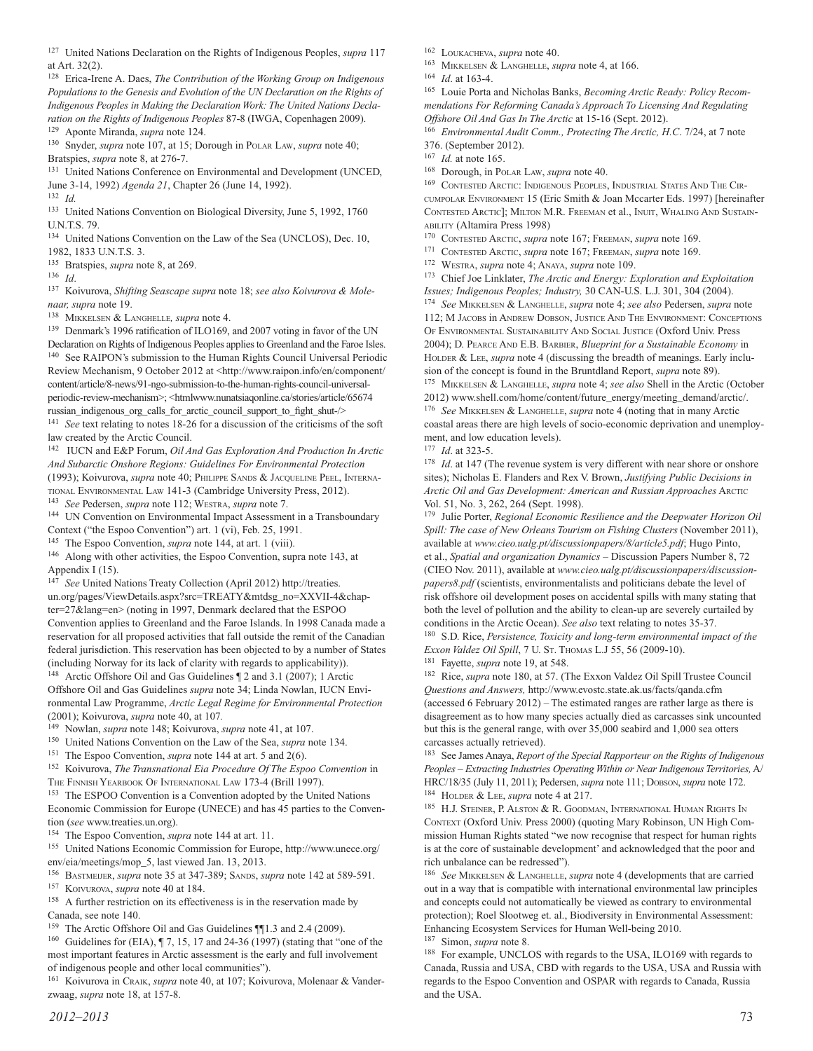[127] United Nations Declaration on the Rights of Indigenous Peoples, *supra* 117 at Art. 32(2).

[128] Erica-Irene A. Daes, *The Contribution of the Working Group on Indigenous Populations to the Genesis and Evolution of the UN Declaration on the Rights of Indigenous Peoples in Making the Declaration Work: The United Nations Declaration on the Rights of Indigenous Peoples* 87-8 (IWGA, Copenhagen 2009).

[129] Aponte Miranda, *supra* note 124.

[130] Snyder, *supra* note 107, at 15; Dorough in Polar Law, *supra* note 40; Bratspies, *supra* note 8, at 276-7.

[131] United Nations Conference on Environmental and Development (UNCED, June 3-14, 1992) *Agenda 21*, Chapter 26 (June 14, 1992).

[132] *Id.*

[133] United Nations Convention on Biological Diversity, June 5, 1992, 1760 U.N.T.S. 79.

[134] United Nations Convention on the Law of the Sea (UNCLOS), Dec. 10, 1982, 1833 U.N.T.S. 3.

[135] Bratspies, *supra* note 8, at 269.

[136] *Id*.

[137] Koivurova, *Shifting Seascape supra* note 18; *see also Koivurova & Molenaar, supra* note 19.

[138] Mikkelsen & Langhelle, *supra* note 4.

[139] Denmark's 1996 ratification of ILO169, and 2007 voting in favor of the UN Declaration on Rights of Indigenous Peoples applies to Greenland and the Faroe Isles.

[140] See RAIPON's submission to the Human Rights Council Universal Periodic Review Mechanism, 9 October 2012 at <http://www.raipon.info/en/component/content/article/8-news/91-ngo-submission-to-the-human-rights-council-universal-periodic-review-mechanism>; <htmlwww.nunatsiaqonline.ca/stories/article/65674 russian_indigenous_org_calls_for_arctic_council_support_to_fight_shut-/>

[141] *See* text relating to notes 18-26 for a discussion of the criticisms of the soft law created by the Arctic Council.

[142] IUCN and E&P Forum, *Oil And Gas Exploration And Production In Arctic And Subarctic Onshore Regions: Guidelines For Environmental Protection* (1993); Koivurova, *supra* note 40; Philippe Sands & Jacqueline Peel, International Environmental Law 141-3 (Cambridge University Press, 2012).

[143] *See* Pedersen, *supra* note 112; Westra, *supra* note 7.

[144] UN Convention on Environmental Impact Assessment in a Transboundary Context ("the Espoo Convention") art. 1 (vi), Feb. 25, 1991.

[145] The Espoo Convention, *supra* note 144, at art. 1 (viii).

[146] Along with other activities, the Espoo Convention, supra note 143, at Appendix I (15).

[147] *See* United Nations Treaty Collection (April 2012) http://treaties.un.org/pages/ViewDetails.aspx?src=TREATY&mtdsg_no=XXVII-4&chapter=27&lang=en> (noting in 1997, Denmark declared that the ESPOO Convention applies to Greenland and the Faroe Islands. In 1998 Canada made a reservation for all proposed activities that fall outside the remit of the Canadian federal jurisdiction. This reservation has been objected to by a number of States (including Norway for its lack of clarity with regards to applicability)).

[148] Arctic Offshore Oil and Gas Guidelines ¶ 2 and 3.1 (2007); 1 Arctic Offshore Oil and Gas Guidelines *supra* note 34; Linda Nowlan, IUCN Environmental Law Programme, *Arctic Legal Regime for Environmental Protection* (2001); Koivurova, *supra* note 40, at 107*.*

[149] Nowlan, *supra* note 148; Koivurova, *supra* note 41, at 107.

[150] United Nations Convention on the Law of the Sea, *supra* note 134.

[151] The Espoo Convention, *supra* note 144 at art. 5 and 2(6).

[152] Koivurova, *The Transnational Eia Procedure Of The Espoo Convention* in The Finnish Yearbook Of International Law 173-4 (Brill 1997).

[153] The ESPOO Convention is a Convention adopted by the United Nations Economic Commission for Europe (UNECE) and has 45 parties to the Convention (*see* www.treaties.un.org).

[154] The Espoo Convention, *supra* note 144 at art. 11.

[155] United Nations Economic Commission for Europe, http://www.unece.org/env/eia/meetings/mop_5, last viewed Jan. 13, 2013.

[156] Bastmeijer, *supra* note 35 at 347-389; Sands, *supra* note 142 at 589-591.

[157] Koivurova, *supra* note 40 at 184.

[158] A further restriction on its effectiveness is in the reservation made by Canada, see note 140.

[159] The Arctic Offshore Oil and Gas Guidelines ¶¶1.3 and 2.4 (2009).

[160] Guidelines for (EIA), ¶ 7, 15, 17 and 24-36 (1997) (stating that "one of the most important features in Arctic assessment is the early and full involvement of indigenous people and other local communities").

[161] Koivurova in Craik, *supra* note 40, at 107; Koivurova, Molenaar & Vanderzwaag, *supra* note 18, at 157-8.

[162] Loukacheva, *supra* note 40.

[163] Mikkelsen & Langhelle, *supra* note 4, at 166.

[164] *Id*. at 163-4.

[165] Louie Porta and Nicholas Banks, *Becoming Arctic Ready: Policy Recommendations For Reforming Canada's Approach To Licensing And Regulating Offshore Oil And Gas In The Arctic* at 15-16 (Sept. 2012).

[166] *Environmental Audit Comm., Protecting The Arctic, H.C*. 7/24, at 7 note 376. (September 2012).

[167] *Id.* at note 165.

[168] Dorough, in Polar Law, *supra* note 40.

[169] Contested Arctic: Indigenous Peoples, Industrial States And The Circumpolar Environment 15 (Eric Smith & Joan Mccarter Eds. 1997) [hereinafter Contested Arctic]; Milton M.R. Freeman et al., Inuit, Whaling And Sustainability (Altamira Press 1998)

[170] Contested Arctic, *supra* note 167; Freeman, *supra* note 169.

[171] Contested Arctic, *supra* note 167; Freeman, *supra* note 169.

[172] Westra, *supra* note 4; Anaya, *supra* note 109.

[173] Chief Joe Linklater, *The Arctic and Energy: Exploration and Exploitation Issues; Indigenous Peoples; Industry,* 30 CAN-U.S. L.J. 301, 304 (2004).

[174] *See* Mikkelsen & Langhelle, *supra* note 4; *see also* Pedersen, *supra* note 112; M Jacobs in Andrew Dobson, Justice And The Environment: Conceptions Of Environmental Sustainability And Social Justice (Oxford Univ. Press 2004); D. Pearce And E.B. Barbier, *Blueprint for a Sustainable Economy* in Holder & Lee, *supra* note 4 (discussing the breadth of meanings. Early inclusion of the concept is found in the Bruntdland Report, *supra* note 89).

[175] Mikkelsen & Langhelle, *supra* note 4; *see also* Shell in the Arctic (October 2012) www.shell.com/home/content/future_energy/meeting_demand/arctic/.

[176] *See* Mikkelsen & Langhelle, *supra* note 4 (noting that in many Arctic coastal areas there are high levels of socio-economic deprivation and unemployment, and low education levels).

[177] *Id*. at 323-5.

[178] *Id*. at 147 (The revenue system is very different with near shore or onshore sites); Nicholas E. Flanders and Rex V. Brown, *Justifying Public Decisions in Arctic Oil and Gas Development: American and Russian Approaches* Arctic Vol. 51, No. 3, 262, 264 (Sept. 1998).

[179] Julie Porter, *Regional Economic Resilience and the Deepwater Horizon Oil Spill: The case of New Orleans Tourism on Fishing Clusters* (November 2011), available at *www.cieo.ualg.pt/discussionpapers/8/article5.pdf*; Hugo Pinto, et al., *Spatial and organization Dynamics* – Discussion Papers Number 8, 72 (CIEO Nov. 2011), available at *www.cieo.ualg.pt/discussionpapers/discussionpapers8.pdf* (scientists, environmentalists and politicians debate the level of risk offshore oil development poses on accidental spills with many stating that both the level of pollution and the ability to clean-up are severely curtailed by conditions in the Arctic Ocean). *See also* text relating to notes 35-37.

[180] S.D. Rice, *Persistence, Toxicity and long-term environmental impact of the Exxon Valdez Oil Spill*, 7 U. St. Thomas L.J 55, 56 (2009-10).

[181] Fayette, *supra* note 19, at 548.

[182] Rice, *supra* note 180, at 57. (The Exxon Valdez Oil Spill Trustee Council *Questions and Answers,* http://www.evostc.state.ak.us/facts/qanda.cfm (accessed 6 February 2012) – The estimated ranges are rather large as there is disagreement as to how many species actually died as carcasses sink uncounted but this is the general range, with over 35,000 seabird and 1,000 sea otters carcasses actually retrieved).

[183] See James Anaya, *Report of the Special Rapporteur on the Rights of Indigenous Peoples – Extracting Industries Operating Within or Near Indigenous Territories,* A/HRC/18/35 (July 11, 2011); Pedersen, *supra* note 111; Dobson, *supra* note 172.

[184] Holder & Lee, *supra* note 4 at 217.

[185] H.J. Steiner, P. Alston & R. Goodman, International Human Rights In Context (Oxford Univ. Press 2000) (quoting Mary Robinson, UN High Commission Human Rights stated "we now recognise that respect for human rights is at the core of sustainable development' and acknowledged that the poor and rich unbalance can be redressed").

[186] *See* Mikkelsen & Langhelle, *supra* note 4 (developments that are carried out in a way that is compatible with international environmental law principles and concepts could not automatically be viewed as contrary to environmental protection); Roel Slootweg et. al., Biodiversity in Environmental Assessment: Enhancing Ecosystem Services for Human Well-being 2010.

[187] Simon, *supra* note 8.

[188] For example, UNCLOS with regards to the USA, ILO169 with regards to Canada, Russia and USA, CBD with regards to the USA, USA and Russia with regards to the Espoo Convention and OSPAR with regards to Canada, Russia and the USA.